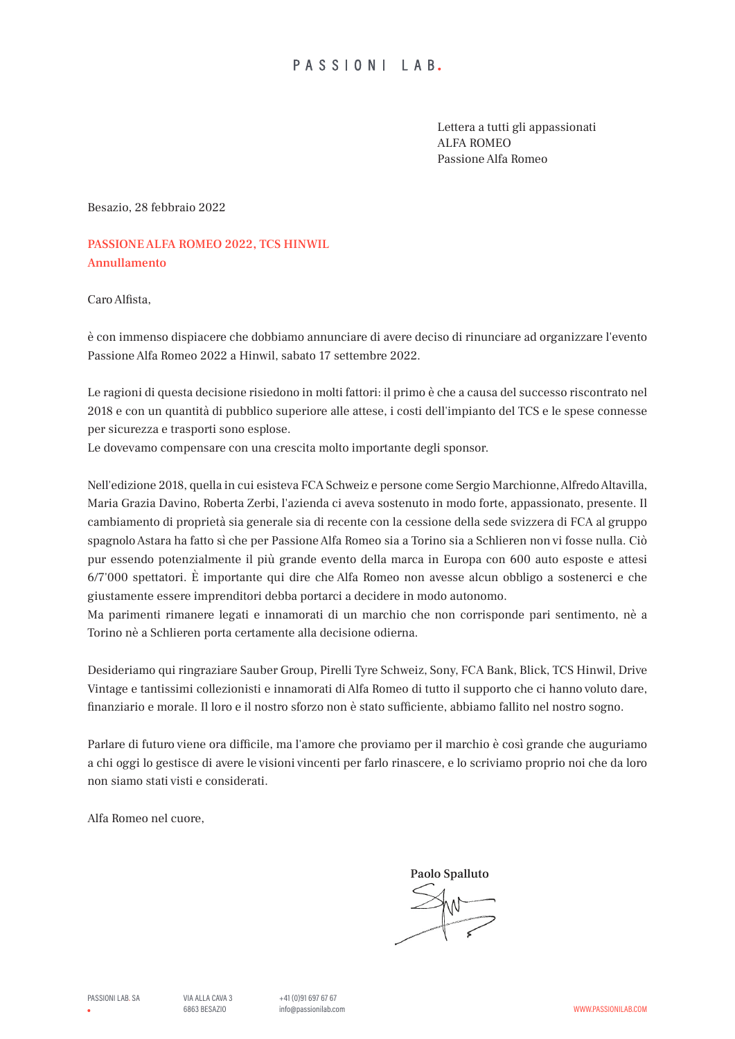PASSIONI LAB.

Lettera a tutti gli appassionati
ALFA ROMEO
Passione Alfa Romeo

Besazio, 28 febbraio 2022

**PASSIONE ALFA ROMEO 2022, TCS HINWIL**
**Annullamento**

Caro Alfista,

è con immenso dispiacere che dobbiamo annunciare di avere deciso di rinunciare ad organizzare l'evento Passione Alfa Romeo 2022 a Hinwil, sabato 17 settembre 2022.

Le ragioni di questa decisione risiedono in molti fattori: il primo è che a causa del successo riscontrato nel 2018 e con un quantità di pubblico superiore alle attese, i costi dell'impianto del TCS e le spese connesse per sicurezza e trasporti sono esplose.
Le dovevamo compensare con una crescita molto importante degli sponsor.

Nell'edizione 2018, quella in cui esisteva FCA Schweiz e persone come Sergio Marchionne, Alfredo Altavilla, Maria Grazia Davino, Roberta Zerbi, l'azienda ci aveva sostenuto in modo forte, appassionato, presente. Il cambiamento di proprietà sia generale sia di recente con la cessione della sede svizzera di FCA al gruppo spagnolo Astara ha fatto sì che per Passione Alfa Romeo sia a Torino sia a Schlieren non vi fosse nulla. Ciò pur essendo potenzialmente il più grande evento della marca in Europa con 600 auto esposte e attesi 6/7'000 spettatori. È importante qui dire che Alfa Romeo non avesse alcun obbligo a sostenerci e che giustamente essere imprenditori debba portarci a decidere in modo autonomo.
Ma parimenti rimanere legati e innamorati di un marchio che non corrisponde pari sentimento, nè a Torino nè a Schlieren porta certamente alla decisione odierna.

Desideriamo qui ringraziare Sauber Group, Pirelli Tyre Schweiz, Sony, FCA Bank, Blick, TCS Hinwil, Drive Vintage e tantissimi collezionisti e innamorati di Alfa Romeo di tutto il supporto che ci hanno voluto dare, finanziario e morale. Il loro e il nostro sforzo non è stato sufficiente, abbiamo fallito nel nostro sogno.

Parlare di futuro viene ora difficile, ma l'amore che proviamo per il marchio è così grande che auguriamo a chi oggi lo gestisce di avere le visioni vincenti per farlo rinascere, e lo scriviamo proprio noi che da loro non siamo stati visti e considerati.

Alfa Romeo nel cuore,

**Paolo Spalluto**

PASSIONI LAB. SA | VIA ALLA CAVA 3, 6863 BESAZIO | +41 (0)91 697 67 67, info@passionilab.com | WWW.PASSIONILAB.COM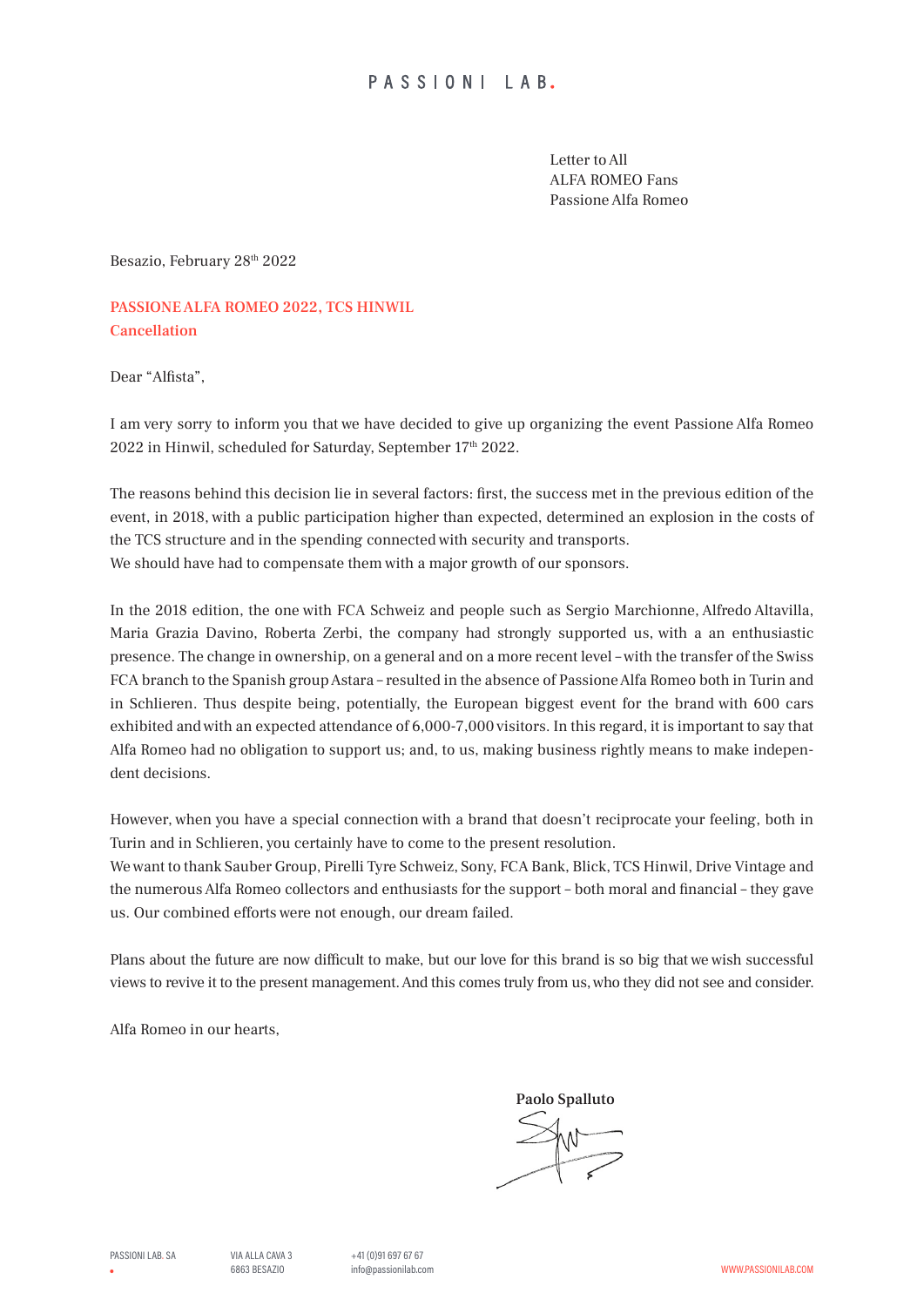PASSIONI LAB.

Letter to All
ALFA ROMEO Fans
Passione Alfa Romeo

Besazio, February 28th 2022

**PASSIONE ALFA ROMEO 2022, TCS HINWIL**
**Cancellation**

Dear “Alfista”,

I am very sorry to inform you that we have decided to give up organizing the event Passione Alfa Romeo 2022 in Hinwil, scheduled for Saturday, September 17th 2022.

The reasons behind this decision lie in several factors: first, the success met in the previous edition of the event, in 2018, with a public participation higher than expected, determined an explosion in the costs of the TCS structure and in the spending connected with security and transports.
We should have had to compensate them with a major growth of our sponsors.

In the 2018 edition, the one with FCA Schweiz and people such as Sergio Marchionne, Alfredo Altavilla, Maria Grazia Davino, Roberta Zerbi, the company had strongly supported us, with a an enthusiastic presence. The change in ownership, on a general and on a more recent level – with the transfer of the Swiss FCA branch to the Spanish group Astara – resulted in the absence of Passione Alfa Romeo both in Turin and in Schlieren. Thus despite being, potentially, the European biggest event for the brand with 600 cars exhibited and with an expected attendance of 6,000-7,000 visitors. In this regard, it is important to say that Alfa Romeo had no obligation to support us; and, to us, making business rightly means to make independent decisions.

However, when you have a special connection with a brand that doesn’t reciprocate your feeling, both in Turin and in Schlieren, you certainly have to come to the present resolution.
We want to thank Sauber Group, Pirelli Tyre Schweiz, Sony, FCA Bank, Blick, TCS Hinwil, Drive Vintage and the numerous Alfa Romeo collectors and enthusiasts for the support – both moral and financial – they gave us. Our combined efforts were not enough, our dream failed.

Plans about the future are now difficult to make, but our love for this brand is so big that we wish successful views to revive it to the present management. And this comes truly from us, who they did not see and consider.

Alfa Romeo in our hearts,

**Paolo Spalluto**

PASSIONI LAB. SA
VIA ALLA CAVA 3
6863 BESAZIO
+41 (0)91 697 67 67
info@passionilab.com
WWW.PASSIONILAB.COM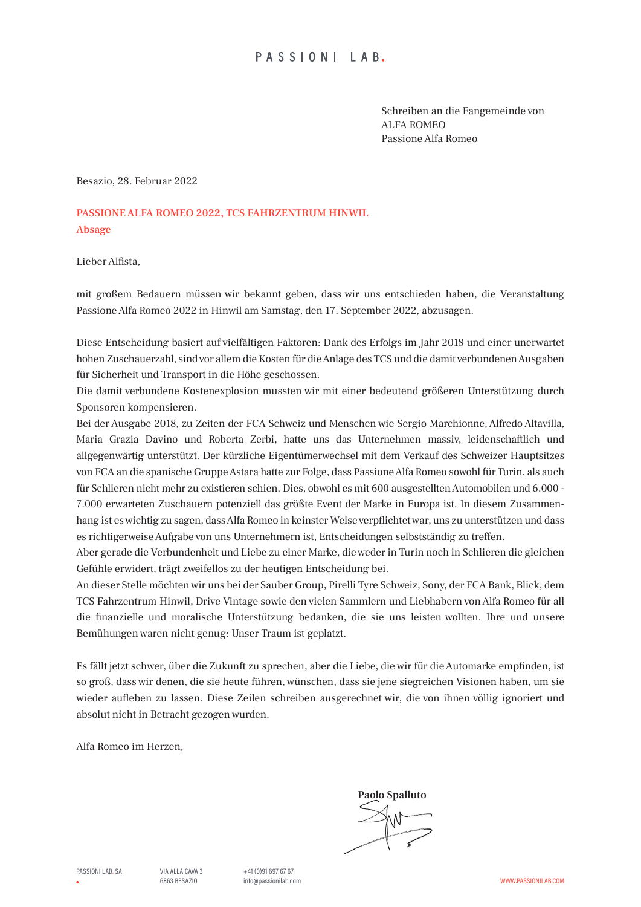PASSIONI LAB.

Schreiben an die Fangemeinde von
ALFA ROMEO
Passione Alfa Romeo

Besazio, 28. Februar 2022

**PASSIONE ALFA ROMEO 2022, TCS FAHRZENTRUM HINWIL**
**Absage**

Lieber Alfista,

mit großem Bedauern müssen wir bekannt geben, dass wir uns entschieden haben, die Veranstaltung Passione Alfa Romeo 2022 in Hinwil am Samstag, den 17. September 2022, abzusagen.

Diese Entscheidung basiert auf vielfältigen Faktoren: Dank des Erfolgs im Jahr 2018 und einer unerwartet hohen Zuschauerzahl, sind vor allem die Kosten für die Anlage des TCS und die damit verbundenen Ausgaben für Sicherheit und Transport in die Höhe geschossen.
Die damit verbundene Kostenexplosion mussten wir mit einer bedeutend größeren Unterstützung durch Sponsoren kompensieren.
Bei der Ausgabe 2018, zu Zeiten der FCA Schweiz und Menschen wie Sergio Marchionne, Alfredo Altavilla, Maria Grazia Davino und Roberta Zerbi, hatte uns das Unternehmen massiv, leidenschaftlich und allgegenwärtig unterstützt. Der kürzliche Eigentümerwechsel mit dem Verkauf des Schweizer Hauptsitzes von FCA an die spanische Gruppe Astara hatte zur Folge, dass Passione Alfa Romeo sowohl für Turin, als auch für Schlieren nicht mehr zu existieren schien. Dies, obwohl es mit 600 ausgestellten Automobilen und 6.000 - 7.000 erwarteten Zuschauern potenziell das größte Event der Marke in Europa ist. In diesem Zusammenhang ist es wichtig zu sagen, dass Alfa Romeo in keinster Weise verpflichtet war, uns zu unterstützen und dass es richtigerweise Aufgabe von uns Unternehmern ist, Entscheidungen selbstständig zu treffen.
Aber gerade die Verbundenheit und Liebe zu einer Marke, die weder in Turin noch in Schlieren die gleichen Gefühle erwidert, trägt zweifellos zu der heutigen Entscheidung bei.
An dieser Stelle möchten wir uns bei der Sauber Group, Pirelli Tyre Schweiz, Sony, der FCA Bank, Blick, dem TCS Fahrzentrum Hinwil, Drive Vintage sowie den vielen Sammlern und Liebhabern von Alfa Romeo für all die finanzielle und moralische Unterstützung bedanken, die sie uns leisten wollten. Ihre und unsere Bemühungen waren nicht genug: Unser Traum ist geplatzt.

Es fällt jetzt schwer, über die Zukunft zu sprechen, aber die Liebe, die wir für die Automarke empfinden, ist so groß, dass wir denen, die sie heute führen, wünschen, dass sie jene siegreichen Visionen haben, um sie wieder aufleben zu lassen. Diese Zeilen schreiben ausgerechnet wir, die von ihnen völlig ignoriert und absolut nicht in Betracht gezogen wurden.

Alfa Romeo im Herzen,

**Paolo Spalluto**

PASSIONI LAB. SA
VIA ALLA CAVA 3
6863 BESAZIO
+41 (0)91 697 67 67
info@passionilab.com
WWW.PASSIONILAB.COM